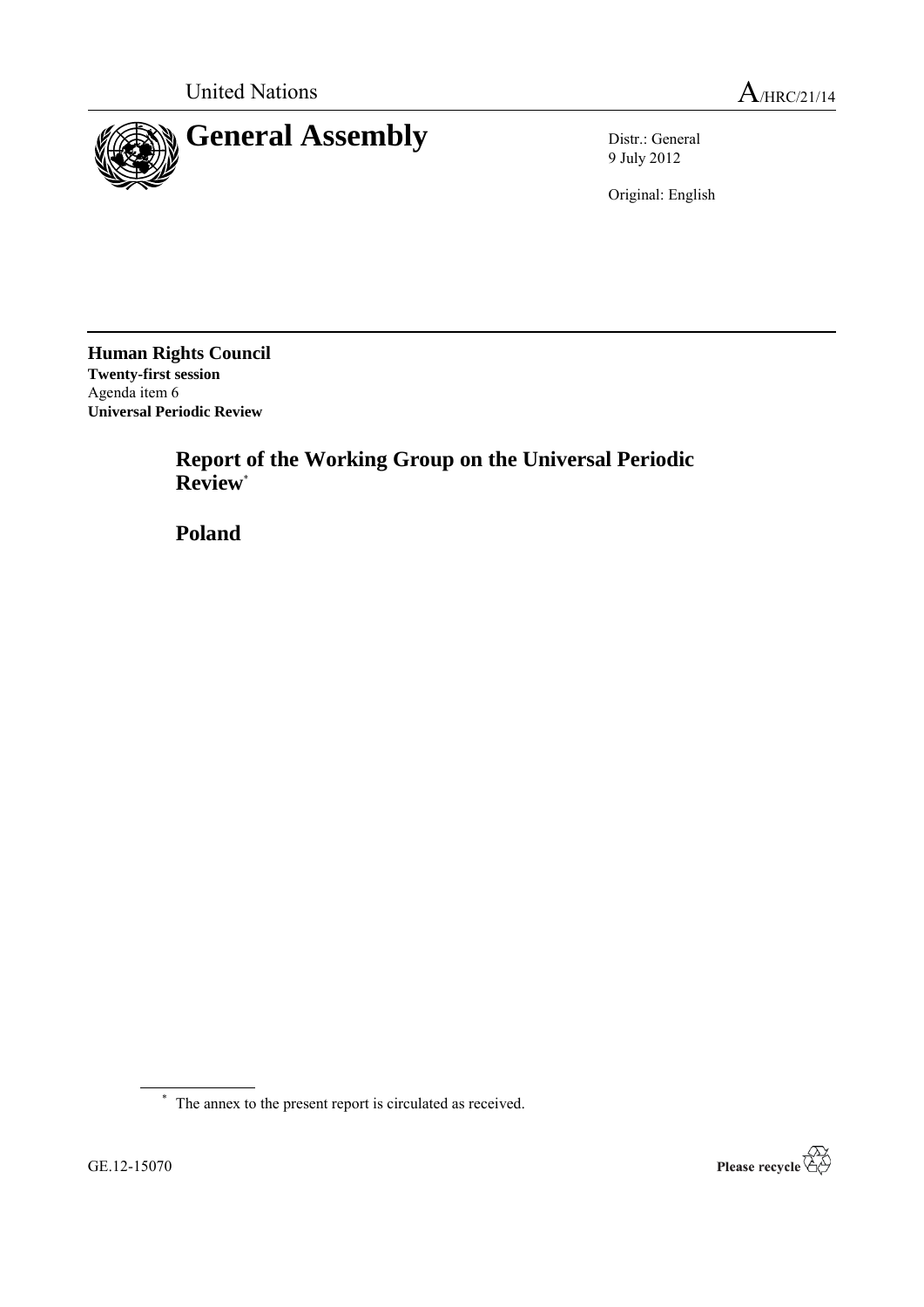United Nations

A/HRC/21/14

# General Assembly

Distr.: General
9 July 2012

Original: English

**Human Rights Council**
**Twenty-first session**
Agenda item 6
**Universal Periodic Review**

## Report of the Working Group on the Universal Periodic Review[*]

## Poland

[*] The annex to the present report is circulated as received.

GE.12-15070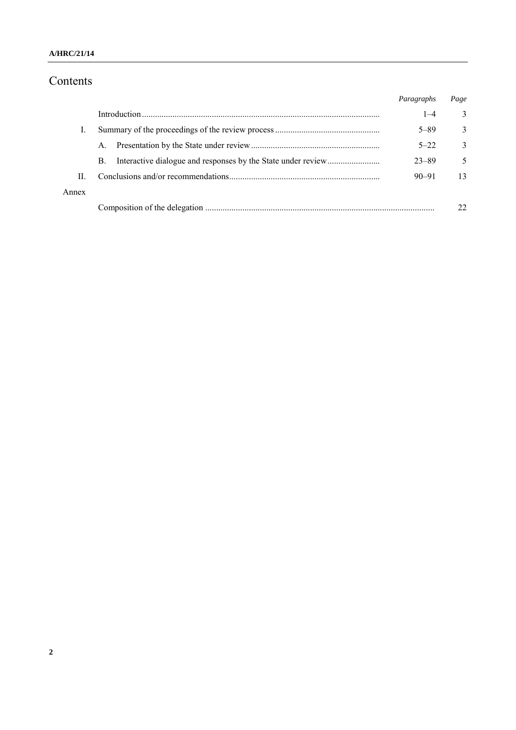# Contents

| | | Paragraphs | Page |
|---|---|---|---|
| | Introduction | 1–4 | 3 |
| I. | Summary of the proceedings of the review process | 5–89 | 3 |
| | A. Presentation by the State under review | 5–22 | 3 |
| | B. Interactive dialogue and responses by the State under review | 23–89 | 5 |
| II. | Conclusions and/or recommendations | 90–91 | 13 |
| Annex | | | |
| | Composition of the delegation | | 22 |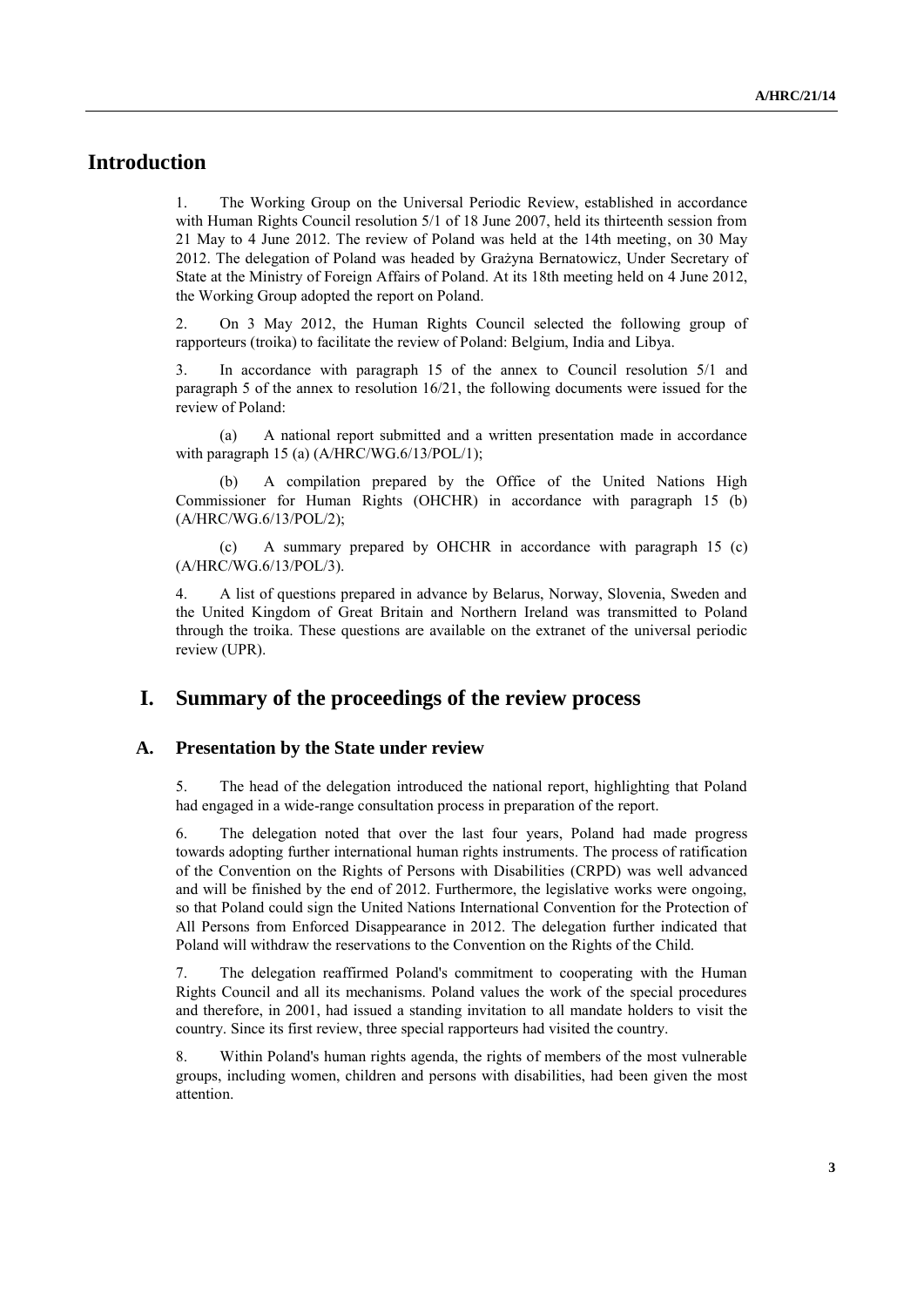# Introduction

1. The Working Group on the Universal Periodic Review, established in accordance with Human Rights Council resolution 5/1 of 18 June 2007, held its thirteenth session from 21 May to 4 June 2012. The review of Poland was held at the 14th meeting, on 30 May 2012. The delegation of Poland was headed by Grażyna Bernatowicz, Under Secretary of State at the Ministry of Foreign Affairs of Poland. At its 18th meeting held on 4 June 2012, the Working Group adopted the report on Poland.

2. On 3 May 2012, the Human Rights Council selected the following group of rapporteurs (troika) to facilitate the review of Poland: Belgium, India and Libya.

3. In accordance with paragraph 15 of the annex to Council resolution 5/1 and paragraph 5 of the annex to resolution 16/21, the following documents were issued for the review of Poland:

(a) A national report submitted and a written presentation made in accordance with paragraph 15 (a) (A/HRC/WG.6/13/POL/1);

(b) A compilation prepared by the Office of the United Nations High Commissioner for Human Rights (OHCHR) in accordance with paragraph 15 (b) (A/HRC/WG.6/13/POL/2);

(c) A summary prepared by OHCHR in accordance with paragraph 15 (c) (A/HRC/WG.6/13/POL/3).

4. A list of questions prepared in advance by Belarus, Norway, Slovenia, Sweden and the United Kingdom of Great Britain and Northern Ireland was transmitted to Poland through the troika. These questions are available on the extranet of the universal periodic review (UPR).

# I. Summary of the proceedings of the review process

## A. Presentation by the State under review

5. The head of the delegation introduced the national report, highlighting that Poland had engaged in a wide-range consultation process in preparation of the report.

6. The delegation noted that over the last four years, Poland had made progress towards adopting further international human rights instruments. The process of ratification of the Convention on the Rights of Persons with Disabilities (CRPD) was well advanced and will be finished by the end of 2012. Furthermore, the legislative works were ongoing, so that Poland could sign the United Nations International Convention for the Protection of All Persons from Enforced Disappearance in 2012. The delegation further indicated that Poland will withdraw the reservations to the Convention on the Rights of the Child.

7. The delegation reaffirmed Poland's commitment to cooperating with the Human Rights Council and all its mechanisms. Poland values the work of the special procedures and therefore, in 2001, had issued a standing invitation to all mandate holders to visit the country. Since its first review, three special rapporteurs had visited the country.

8. Within Poland's human rights agenda, the rights of members of the most vulnerable groups, including women, children and persons with disabilities, had been given the most attention.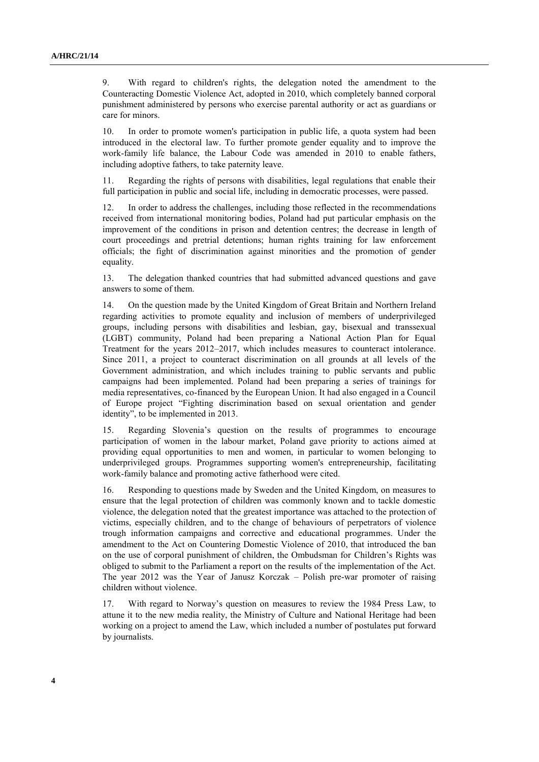9. With regard to children's rights, the delegation noted the amendment to the Counteracting Domestic Violence Act, adopted in 2010, which completely banned corporal punishment administered by persons who exercise parental authority or act as guardians or care for minors.

10. In order to promote women's participation in public life, a quota system had been introduced in the electoral law. To further promote gender equality and to improve the work-family life balance, the Labour Code was amended in 2010 to enable fathers, including adoptive fathers, to take paternity leave.

11. Regarding the rights of persons with disabilities, legal regulations that enable their full participation in public and social life, including in democratic processes, were passed.

12. In order to address the challenges, including those reflected in the recommendations received from international monitoring bodies, Poland had put particular emphasis on the improvement of the conditions in prison and detention centres; the decrease in length of court proceedings and pretrial detentions; human rights training for law enforcement officials; the fight of discrimination against minorities and the promotion of gender equality.

13. The delegation thanked countries that had submitted advanced questions and gave answers to some of them.

14. On the question made by the United Kingdom of Great Britain and Northern Ireland regarding activities to promote equality and inclusion of members of underprivileged groups, including persons with disabilities and lesbian, gay, bisexual and transsexual (LGBT) community, Poland had been preparing a National Action Plan for Equal Treatment for the years 2012–2017, which includes measures to counteract intolerance. Since 2011, a project to counteract discrimination on all grounds at all levels of the Government administration, and which includes training to public servants and public campaigns had been implemented. Poland had been preparing a series of trainings for media representatives, co-financed by the European Union. It had also engaged in a Council of Europe project "Fighting discrimination based on sexual orientation and gender identity", to be implemented in 2013.

15. Regarding Slovenia's question on the results of programmes to encourage participation of women in the labour market, Poland gave priority to actions aimed at providing equal opportunities to men and women, in particular to women belonging to underprivileged groups. Programmes supporting women's entrepreneurship, facilitating work-family balance and promoting active fatherhood were cited.

16. Responding to questions made by Sweden and the United Kingdom, on measures to ensure that the legal protection of children was commonly known and to tackle domestic violence, the delegation noted that the greatest importance was attached to the protection of victims, especially children, and to the change of behaviours of perpetrators of violence trough information campaigns and corrective and educational programmes. Under the amendment to the Act on Countering Domestic Violence of 2010, that introduced the ban on the use of corporal punishment of children, the Ombudsman for Children's Rights was obliged to submit to the Parliament a report on the results of the implementation of the Act. The year 2012 was the Year of Janusz Korczak – Polish pre-war promoter of raising children without violence.

17. With regard to Norway's question on measures to review the 1984 Press Law, to attune it to the new media reality, the Ministry of Culture and National Heritage had been working on a project to amend the Law, which included a number of postulates put forward by journalists.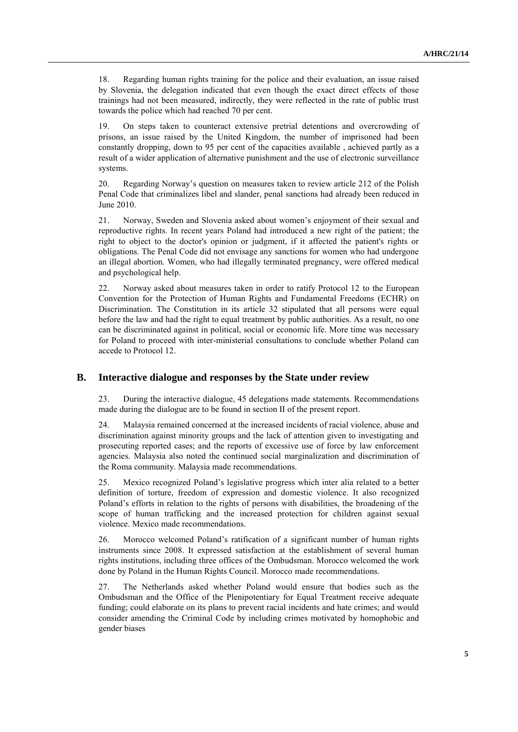18. Regarding human rights training for the police and their evaluation, an issue raised by Slovenia, the delegation indicated that even though the exact direct effects of those trainings had not been measured, indirectly, they were reflected in the rate of public trust towards the police which had reached 70 per cent.

19. On steps taken to counteract extensive pretrial detentions and overcrowding of prisons, an issue raised by the United Kingdom, the number of imprisoned had been constantly dropping, down to 95 per cent of the capacities available , achieved partly as a result of a wider application of alternative punishment and the use of electronic surveillance systems.

20. Regarding Norway's question on measures taken to review article 212 of the Polish Penal Code that criminalizes libel and slander, penal sanctions had already been reduced in June 2010.

21. Norway, Sweden and Slovenia asked about women's enjoyment of their sexual and reproductive rights. In recent years Poland had introduced a new right of the patient; the right to object to the doctor's opinion or judgment, if it affected the patient's rights or obligations. The Penal Code did not envisage any sanctions for women who had undergone an illegal abortion. Women, who had illegally terminated pregnancy, were offered medical and psychological help.

22. Norway asked about measures taken in order to ratify Protocol 12 to the European Convention for the Protection of Human Rights and Fundamental Freedoms (ECHR) on Discrimination. The Constitution in its article 32 stipulated that all persons were equal before the law and had the right to equal treatment by public authorities. As a result, no one can be discriminated against in political, social or economic life. More time was necessary for Poland to proceed with inter-ministerial consultations to conclude whether Poland can accede to Protocol 12.

## B. Interactive dialogue and responses by the State under review

23. During the interactive dialogue, 45 delegations made statements. Recommendations made during the dialogue are to be found in section II of the present report.

24. Malaysia remained concerned at the increased incidents of racial violence, abuse and discrimination against minority groups and the lack of attention given to investigating and prosecuting reported cases; and the reports of excessive use of force by law enforcement agencies. Malaysia also noted the continued social marginalization and discrimination of the Roma community. Malaysia made recommendations.

25. Mexico recognized Poland's legislative progress which inter alia related to a better definition of torture, freedom of expression and domestic violence. It also recognized Poland's efforts in relation to the rights of persons with disabilities, the broadening of the scope of human trafficking and the increased protection for children against sexual violence. Mexico made recommendations.

26. Morocco welcomed Poland's ratification of a significant number of human rights instruments since 2008. It expressed satisfaction at the establishment of several human rights institutions, including three offices of the Ombudsman. Morocco welcomed the work done by Poland in the Human Rights Council. Morocco made recommendations.

27. The Netherlands asked whether Poland would ensure that bodies such as the Ombudsman and the Office of the Plenipotentiary for Equal Treatment receive adequate funding; could elaborate on its plans to prevent racial incidents and hate crimes; and would consider amending the Criminal Code by including crimes motivated by homophobic and gender biases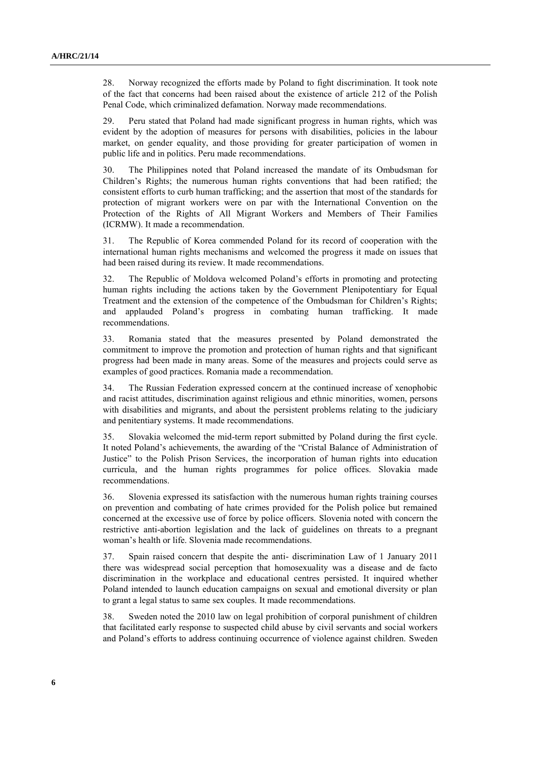28. Norway recognized the efforts made by Poland to fight discrimination. It took note of the fact that concerns had been raised about the existence of article 212 of the Polish Penal Code, which criminalized defamation. Norway made recommendations.

29. Peru stated that Poland had made significant progress in human rights, which was evident by the adoption of measures for persons with disabilities, policies in the labour market, on gender equality, and those providing for greater participation of women in public life and in politics. Peru made recommendations.

30. The Philippines noted that Poland increased the mandate of its Ombudsman for Children's Rights; the numerous human rights conventions that had been ratified; the consistent efforts to curb human trafficking; and the assertion that most of the standards for protection of migrant workers were on par with the International Convention on the Protection of the Rights of All Migrant Workers and Members of Their Families (ICRMW). It made a recommendation.

31. The Republic of Korea commended Poland for its record of cooperation with the international human rights mechanisms and welcomed the progress it made on issues that had been raised during its review. It made recommendations.

32. The Republic of Moldova welcomed Poland's efforts in promoting and protecting human rights including the actions taken by the Government Plenipotentiary for Equal Treatment and the extension of the competence of the Ombudsman for Children's Rights; and applauded Poland's progress in combating human trafficking. It made recommendations.

33. Romania stated that the measures presented by Poland demonstrated the commitment to improve the promotion and protection of human rights and that significant progress had been made in many areas. Some of the measures and projects could serve as examples of good practices. Romania made a recommendation.

34. The Russian Federation expressed concern at the continued increase of xenophobic and racist attitudes, discrimination against religious and ethnic minorities, women, persons with disabilities and migrants, and about the persistent problems relating to the judiciary and penitentiary systems. It made recommendations.

35. Slovakia welcomed the mid-term report submitted by Poland during the first cycle. It noted Poland's achievements, the awarding of the "Cristal Balance of Administration of Justice" to the Polish Prison Services, the incorporation of human rights into education curricula, and the human rights programmes for police offices. Slovakia made recommendations.

36. Slovenia expressed its satisfaction with the numerous human rights training courses on prevention and combating of hate crimes provided for the Polish police but remained concerned at the excessive use of force by police officers. Slovenia noted with concern the restrictive anti-abortion legislation and the lack of guidelines on threats to a pregnant woman's health or life. Slovenia made recommendations.

37. Spain raised concern that despite the anti- discrimination Law of 1 January 2011 there was widespread social perception that homosexuality was a disease and de facto discrimination in the workplace and educational centres persisted. It inquired whether Poland intended to launch education campaigns on sexual and emotional diversity or plan to grant a legal status to same sex couples. It made recommendations.

38. Sweden noted the 2010 law on legal prohibition of corporal punishment of children that facilitated early response to suspected child abuse by civil servants and social workers and Poland's efforts to address continuing occurrence of violence against children. Sweden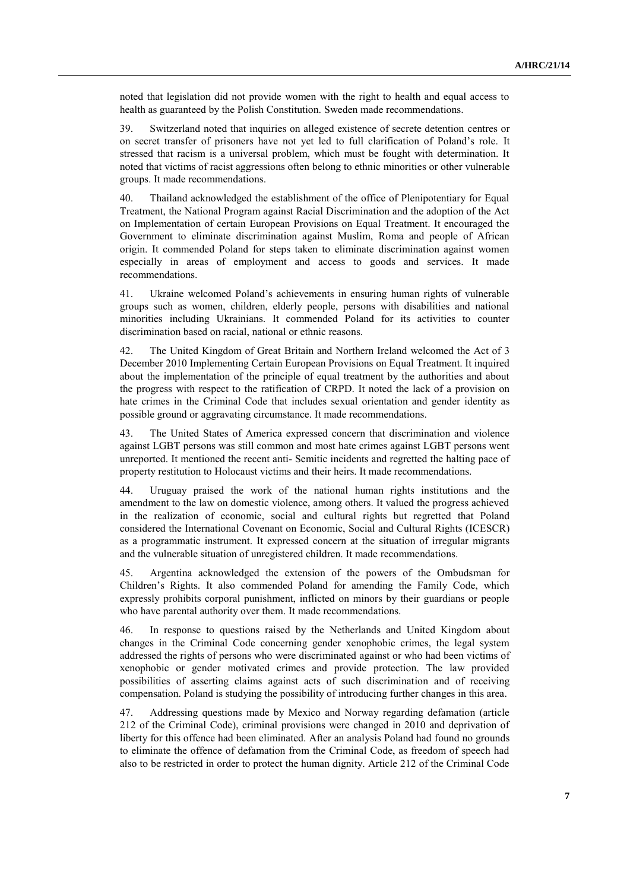noted that legislation did not provide women with the right to health and equal access to health as guaranteed by the Polish Constitution. Sweden made recommendations.

39. Switzerland noted that inquiries on alleged existence of secrete detention centres or on secret transfer of prisoners have not yet led to full clarification of Poland's role. It stressed that racism is a universal problem, which must be fought with determination. It noted that victims of racist aggressions often belong to ethnic minorities or other vulnerable groups. It made recommendations.

40. Thailand acknowledged the establishment of the office of Plenipotentiary for Equal Treatment, the National Program against Racial Discrimination and the adoption of the Act on Implementation of certain European Provisions on Equal Treatment. It encouraged the Government to eliminate discrimination against Muslim, Roma and people of African origin. It commended Poland for steps taken to eliminate discrimination against women especially in areas of employment and access to goods and services. It made recommendations.

41. Ukraine welcomed Poland's achievements in ensuring human rights of vulnerable groups such as women, children, elderly people, persons with disabilities and national minorities including Ukrainians. It commended Poland for its activities to counter discrimination based on racial, national or ethnic reasons.

42. The United Kingdom of Great Britain and Northern Ireland welcomed the Act of 3 December 2010 Implementing Certain European Provisions on Equal Treatment. It inquired about the implementation of the principle of equal treatment by the authorities and about the progress with respect to the ratification of CRPD. It noted the lack of a provision on hate crimes in the Criminal Code that includes sexual orientation and gender identity as possible ground or aggravating circumstance. It made recommendations.

43. The United States of America expressed concern that discrimination and violence against LGBT persons was still common and most hate crimes against LGBT persons went unreported. It mentioned the recent anti- Semitic incidents and regretted the halting pace of property restitution to Holocaust victims and their heirs. It made recommendations.

44. Uruguay praised the work of the national human rights institutions and the amendment to the law on domestic violence, among others. It valued the progress achieved in the realization of economic, social and cultural rights but regretted that Poland considered the International Covenant on Economic, Social and Cultural Rights (ICESCR) as a programmatic instrument. It expressed concern at the situation of irregular migrants and the vulnerable situation of unregistered children. It made recommendations.

45. Argentina acknowledged the extension of the powers of the Ombudsman for Children's Rights. It also commended Poland for amending the Family Code, which expressly prohibits corporal punishment, inflicted on minors by their guardians or people who have parental authority over them. It made recommendations.

46. In response to questions raised by the Netherlands and United Kingdom about changes in the Criminal Code concerning gender xenophobic crimes, the legal system addressed the rights of persons who were discriminated against or who had been victims of xenophobic or gender motivated crimes and provide protection. The law provided possibilities of asserting claims against acts of such discrimination and of receiving compensation. Poland is studying the possibility of introducing further changes in this area.

47. Addressing questions made by Mexico and Norway regarding defamation (article 212 of the Criminal Code), criminal provisions were changed in 2010 and deprivation of liberty for this offence had been eliminated. After an analysis Poland had found no grounds to eliminate the offence of defamation from the Criminal Code, as freedom of speech had also to be restricted in order to protect the human dignity. Article 212 of the Criminal Code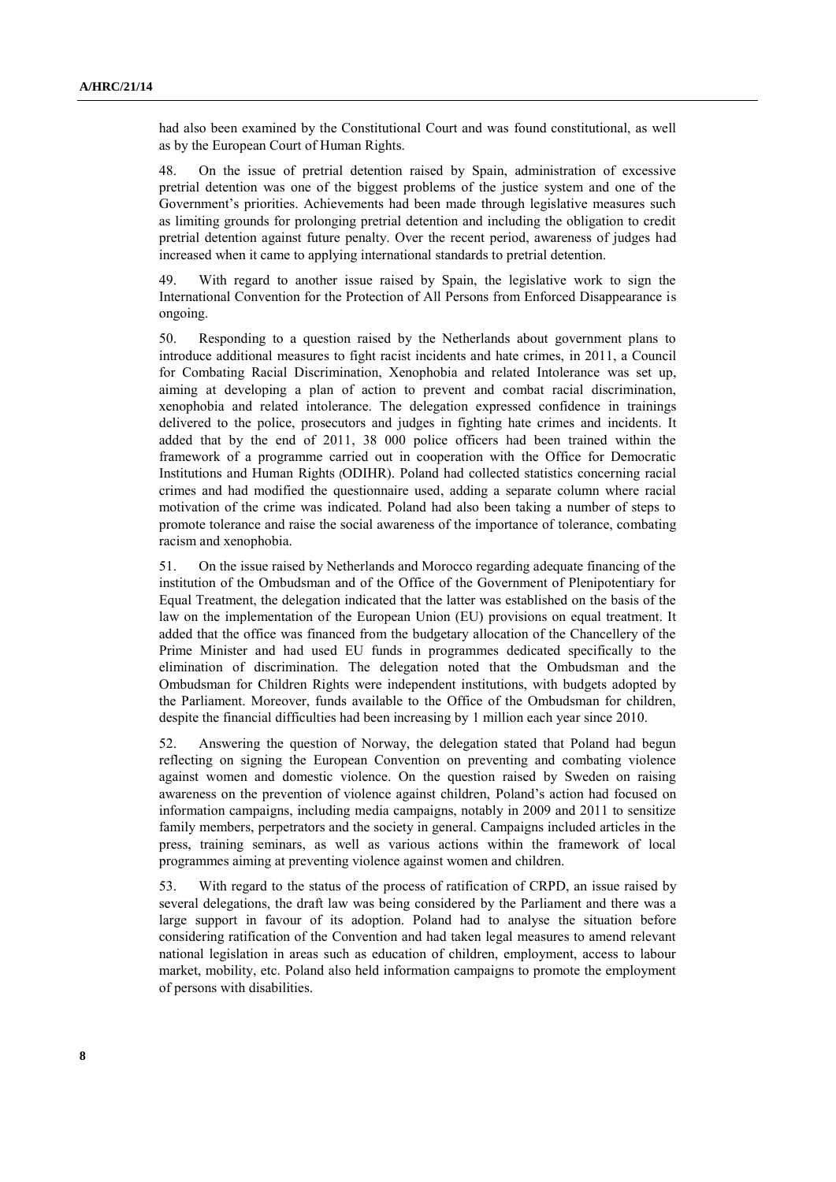had also been examined by the Constitutional Court and was found constitutional, as well as by the European Court of Human Rights.

48. On the issue of pretrial detention raised by Spain, administration of excessive pretrial detention was one of the biggest problems of the justice system and one of the Government's priorities. Achievements had been made through legislative measures such as limiting grounds for prolonging pretrial detention and including the obligation to credit pretrial detention against future penalty. Over the recent period, awareness of judges had increased when it came to applying international standards to pretrial detention.

49. With regard to another issue raised by Spain, the legislative work to sign the International Convention for the Protection of All Persons from Enforced Disappearance is ongoing.

50. Responding to a question raised by the Netherlands about government plans to introduce additional measures to fight racist incidents and hate crimes, in 2011, a Council for Combating Racial Discrimination, Xenophobia and related Intolerance was set up, aiming at developing a plan of action to prevent and combat racial discrimination, xenophobia and related intolerance. The delegation expressed confidence in trainings delivered to the police, prosecutors and judges in fighting hate crimes and incidents. It added that by the end of 2011, 38 000 police officers had been trained within the framework of a programme carried out in cooperation with the Office for Democratic Institutions and Human Rights (ODIHR). Poland had collected statistics concerning racial crimes and had modified the questionnaire used, adding a separate column where racial motivation of the crime was indicated. Poland had also been taking a number of steps to promote tolerance and raise the social awareness of the importance of tolerance, combating racism and xenophobia.

51. On the issue raised by Netherlands and Morocco regarding adequate financing of the institution of the Ombudsman and of the Office of the Government of Plenipotentiary for Equal Treatment, the delegation indicated that the latter was established on the basis of the law on the implementation of the European Union (EU) provisions on equal treatment. It added that the office was financed from the budgetary allocation of the Chancellery of the Prime Minister and had used EU funds in programmes dedicated specifically to the elimination of discrimination. The delegation noted that the Ombudsman and the Ombudsman for Children Rights were independent institutions, with budgets adopted by the Parliament. Moreover, funds available to the Office of the Ombudsman for children, despite the financial difficulties had been increasing by 1 million each year since 2010.

52. Answering the question of Norway, the delegation stated that Poland had begun reflecting on signing the European Convention on preventing and combating violence against women and domestic violence. On the question raised by Sweden on raising awareness on the prevention of violence against children, Poland's action had focused on information campaigns, including media campaigns, notably in 2009 and 2011 to sensitize family members, perpetrators and the society in general. Campaigns included articles in the press, training seminars, as well as various actions within the framework of local programmes aiming at preventing violence against women and children.

53. With regard to the status of the process of ratification of CRPD, an issue raised by several delegations, the draft law was being considered by the Parliament and there was a large support in favour of its adoption. Poland had to analyse the situation before considering ratification of the Convention and had taken legal measures to amend relevant national legislation in areas such as education of children, employment, access to labour market, mobility, etc. Poland also held information campaigns to promote the employment of persons with disabilities.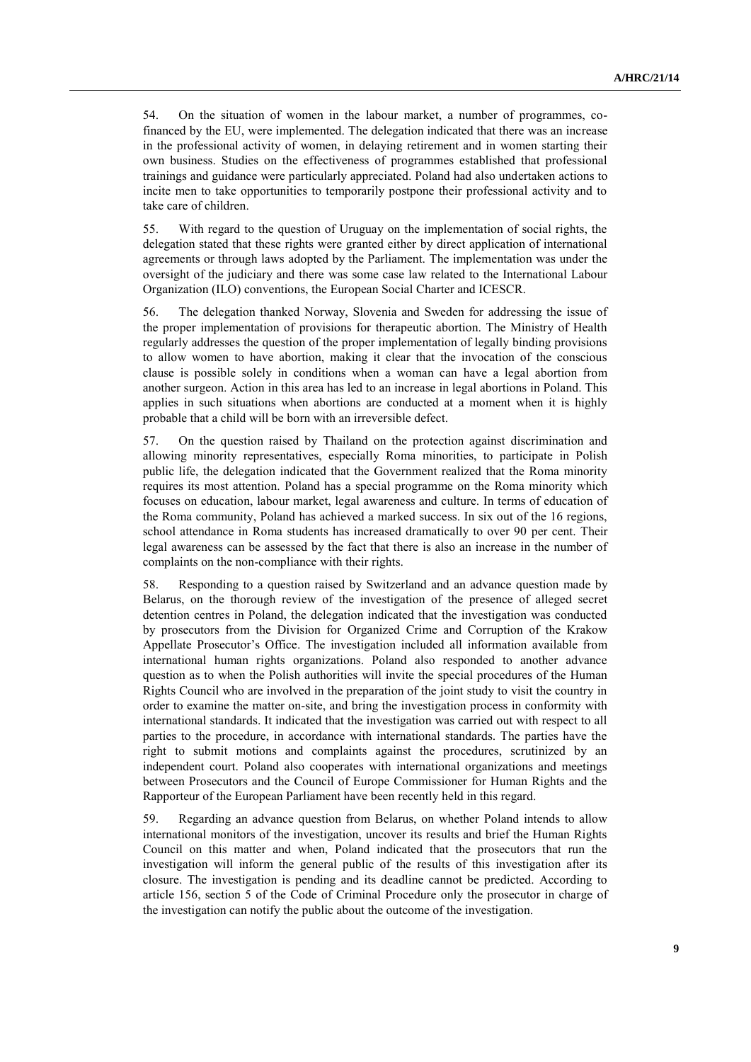54. On the situation of women in the labour market, a number of programmes, co-financed by the EU, were implemented. The delegation indicated that there was an increase in the professional activity of women, in delaying retirement and in women starting their own business. Studies on the effectiveness of programmes established that professional trainings and guidance were particularly appreciated. Poland had also undertaken actions to incite men to take opportunities to temporarily postpone their professional activity and to take care of children.

55. With regard to the question of Uruguay on the implementation of social rights, the delegation stated that these rights were granted either by direct application of international agreements or through laws adopted by the Parliament. The implementation was under the oversight of the judiciary and there was some case law related to the International Labour Organization (ILO) conventions, the European Social Charter and ICESCR.

56. The delegation thanked Norway, Slovenia and Sweden for addressing the issue of the proper implementation of provisions for therapeutic abortion. The Ministry of Health regularly addresses the question of the proper implementation of legally binding provisions to allow women to have abortion, making it clear that the invocation of the conscious clause is possible solely in conditions when a woman can have a legal abortion from another surgeon. Action in this area has led to an increase in legal abortions in Poland. This applies in such situations when abortions are conducted at a moment when it is highly probable that a child will be born with an irreversible defect.

57. On the question raised by Thailand on the protection against discrimination and allowing minority representatives, especially Roma minorities, to participate in Polish public life, the delegation indicated that the Government realized that the Roma minority requires its most attention. Poland has a special programme on the Roma minority which focuses on education, labour market, legal awareness and culture. In terms of education of the Roma community, Poland has achieved a marked success. In six out of the 16 regions, school attendance in Roma students has increased dramatically to over 90 per cent. Their legal awareness can be assessed by the fact that there is also an increase in the number of complaints on the non-compliance with their rights.

58. Responding to a question raised by Switzerland and an advance question made by Belarus, on the thorough review of the investigation of the presence of alleged secret detention centres in Poland, the delegation indicated that the investigation was conducted by prosecutors from the Division for Organized Crime and Corruption of the Krakow Appellate Prosecutor's Office. The investigation included all information available from international human rights organizations. Poland also responded to another advance question as to when the Polish authorities will invite the special procedures of the Human Rights Council who are involved in the preparation of the joint study to visit the country in order to examine the matter on-site, and bring the investigation process in conformity with international standards. It indicated that the investigation was carried out with respect to all parties to the procedure, in accordance with international standards. The parties have the right to submit motions and complaints against the procedures, scrutinized by an independent court. Poland also cooperates with international organizations and meetings between Prosecutors and the Council of Europe Commissioner for Human Rights and the Rapporteur of the European Parliament have been recently held in this regard.

59. Regarding an advance question from Belarus, on whether Poland intends to allow international monitors of the investigation, uncover its results and brief the Human Rights Council on this matter and when, Poland indicated that the prosecutors that run the investigation will inform the general public of the results of this investigation after its closure. The investigation is pending and its deadline cannot be predicted. According to article 156, section 5 of the Code of Criminal Procedure only the prosecutor in charge of the investigation can notify the public about the outcome of the investigation.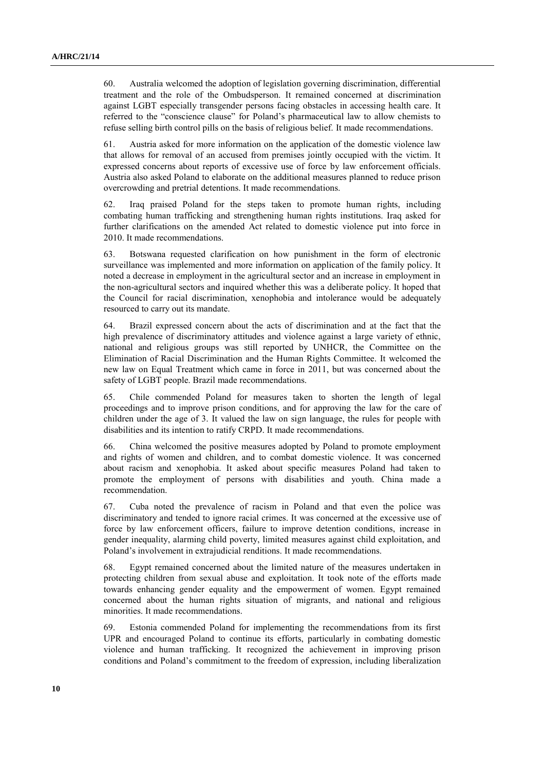60. Australia welcomed the adoption of legislation governing discrimination, differential treatment and the role of the Ombudsperson. It remained concerned at discrimination against LGBT especially transgender persons facing obstacles in accessing health care. It referred to the "conscience clause" for Poland's pharmaceutical law to allow chemists to refuse selling birth control pills on the basis of religious belief. It made recommendations.

61. Austria asked for more information on the application of the domestic violence law that allows for removal of an accused from premises jointly occupied with the victim. It expressed concerns about reports of excessive use of force by law enforcement officials. Austria also asked Poland to elaborate on the additional measures planned to reduce prison overcrowding and pretrial detentions. It made recommendations.

62. Iraq praised Poland for the steps taken to promote human rights, including combating human trafficking and strengthening human rights institutions. Iraq asked for further clarifications on the amended Act related to domestic violence put into force in 2010. It made recommendations.

63. Botswana requested clarification on how punishment in the form of electronic surveillance was implemented and more information on application of the family policy. It noted a decrease in employment in the agricultural sector and an increase in employment in the non-agricultural sectors and inquired whether this was a deliberate policy. It hoped that the Council for racial discrimination, xenophobia and intolerance would be adequately resourced to carry out its mandate.

64. Brazil expressed concern about the acts of discrimination and at the fact that the high prevalence of discriminatory attitudes and violence against a large variety of ethnic, national and religious groups was still reported by UNHCR, the Committee on the Elimination of Racial Discrimination and the Human Rights Committee. It welcomed the new law on Equal Treatment which came in force in 2011, but was concerned about the safety of LGBT people. Brazil made recommendations.

65. Chile commended Poland for measures taken to shorten the length of legal proceedings and to improve prison conditions, and for approving the law for the care of children under the age of 3. It valued the law on sign language, the rules for people with disabilities and its intention to ratify CRPD. It made recommendations.

66. China welcomed the positive measures adopted by Poland to promote employment and rights of women and children, and to combat domestic violence. It was concerned about racism and xenophobia. It asked about specific measures Poland had taken to promote the employment of persons with disabilities and youth. China made a recommendation.

67. Cuba noted the prevalence of racism in Poland and that even the police was discriminatory and tended to ignore racial crimes. It was concerned at the excessive use of force by law enforcement officers, failure to improve detention conditions, increase in gender inequality, alarming child poverty, limited measures against child exploitation, and Poland's involvement in extrajudicial renditions. It made recommendations.

68. Egypt remained concerned about the limited nature of the measures undertaken in protecting children from sexual abuse and exploitation. It took note of the efforts made towards enhancing gender equality and the empowerment of women. Egypt remained concerned about the human rights situation of migrants, and national and religious minorities. It made recommendations.

69. Estonia commended Poland for implementing the recommendations from its first UPR and encouraged Poland to continue its efforts, particularly in combating domestic violence and human trafficking. It recognized the achievement in improving prison conditions and Poland's commitment to the freedom of expression, including liberalization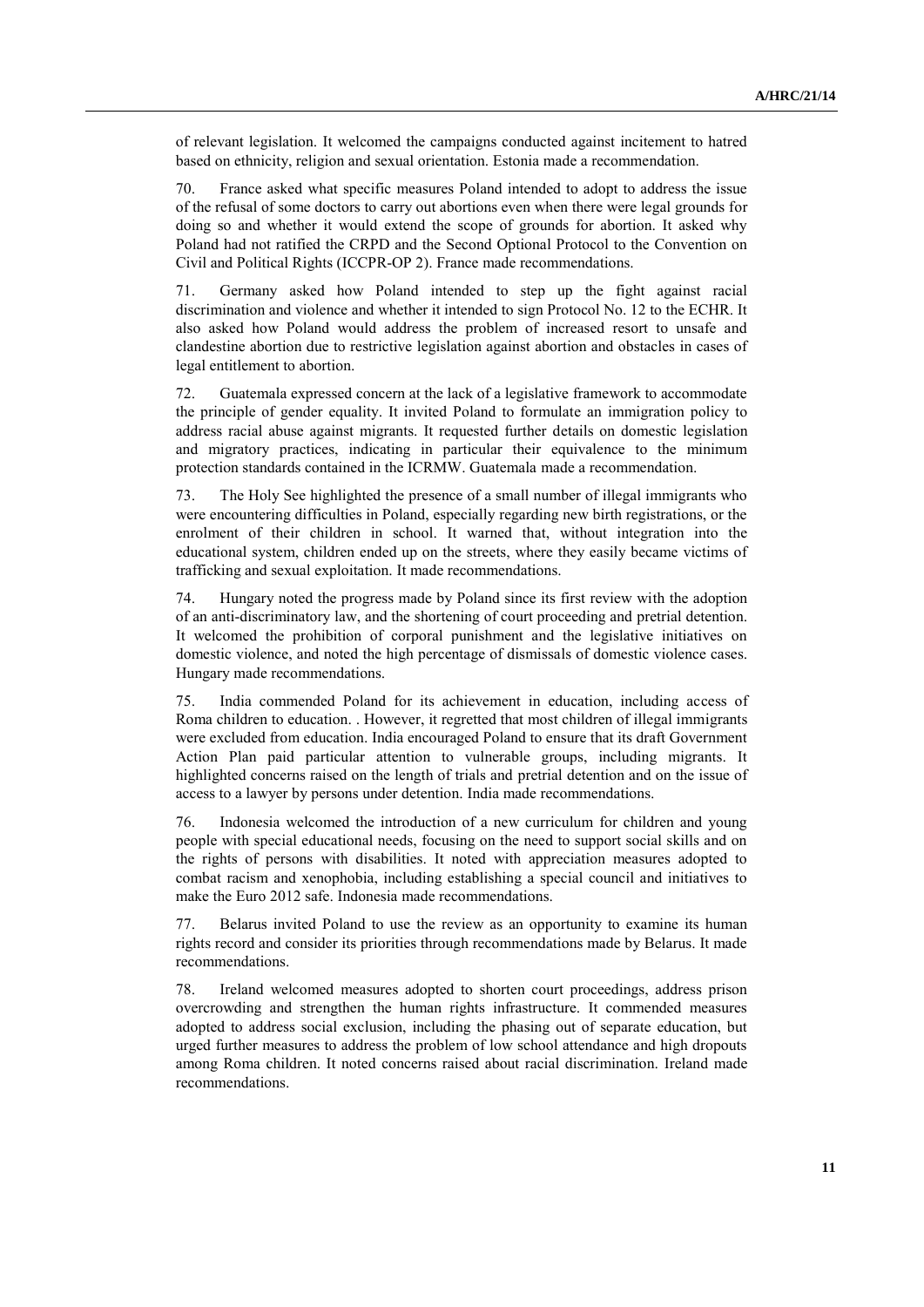of relevant legislation. It welcomed the campaigns conducted against incitement to hatred based on ethnicity, religion and sexual orientation. Estonia made a recommendation.

70. France asked what specific measures Poland intended to adopt to address the issue of the refusal of some doctors to carry out abortions even when there were legal grounds for doing so and whether it would extend the scope of grounds for abortion. It asked why Poland had not ratified the CRPD and the Second Optional Protocol to the Convention on Civil and Political Rights (ICCPR-OP 2). France made recommendations.

71. Germany asked how Poland intended to step up the fight against racial discrimination and violence and whether it intended to sign Protocol No. 12 to the ECHR. It also asked how Poland would address the problem of increased resort to unsafe and clandestine abortion due to restrictive legislation against abortion and obstacles in cases of legal entitlement to abortion.

72. Guatemala expressed concern at the lack of a legislative framework to accommodate the principle of gender equality. It invited Poland to formulate an immigration policy to address racial abuse against migrants. It requested further details on domestic legislation and migratory practices, indicating in particular their equivalence to the minimum protection standards contained in the ICRMW. Guatemala made a recommendation.

73. The Holy See highlighted the presence of a small number of illegal immigrants who were encountering difficulties in Poland, especially regarding new birth registrations, or the enrolment of their children in school. It warned that, without integration into the educational system, children ended up on the streets, where they easily became victims of trafficking and sexual exploitation. It made recommendations.

74. Hungary noted the progress made by Poland since its first review with the adoption of an anti-discriminatory law, and the shortening of court proceeding and pretrial detention. It welcomed the prohibition of corporal punishment and the legislative initiatives on domestic violence, and noted the high percentage of dismissals of domestic violence cases. Hungary made recommendations.

75. India commended Poland for its achievement in education, including access of Roma children to education. . However, it regretted that most children of illegal immigrants were excluded from education. India encouraged Poland to ensure that its draft Government Action Plan paid particular attention to vulnerable groups, including migrants. It highlighted concerns raised on the length of trials and pretrial detention and on the issue of access to a lawyer by persons under detention. India made recommendations.

76. Indonesia welcomed the introduction of a new curriculum for children and young people with special educational needs, focusing on the need to support social skills and on the rights of persons with disabilities. It noted with appreciation measures adopted to combat racism and xenophobia, including establishing a special council and initiatives to make the Euro 2012 safe. Indonesia made recommendations.

77. Belarus invited Poland to use the review as an opportunity to examine its human rights record and consider its priorities through recommendations made by Belarus. It made recommendations.

78. Ireland welcomed measures adopted to shorten court proceedings, address prison overcrowding and strengthen the human rights infrastructure. It commended measures adopted to address social exclusion, including the phasing out of separate education, but urged further measures to address the problem of low school attendance and high dropouts among Roma children. It noted concerns raised about racial discrimination. Ireland made recommendations.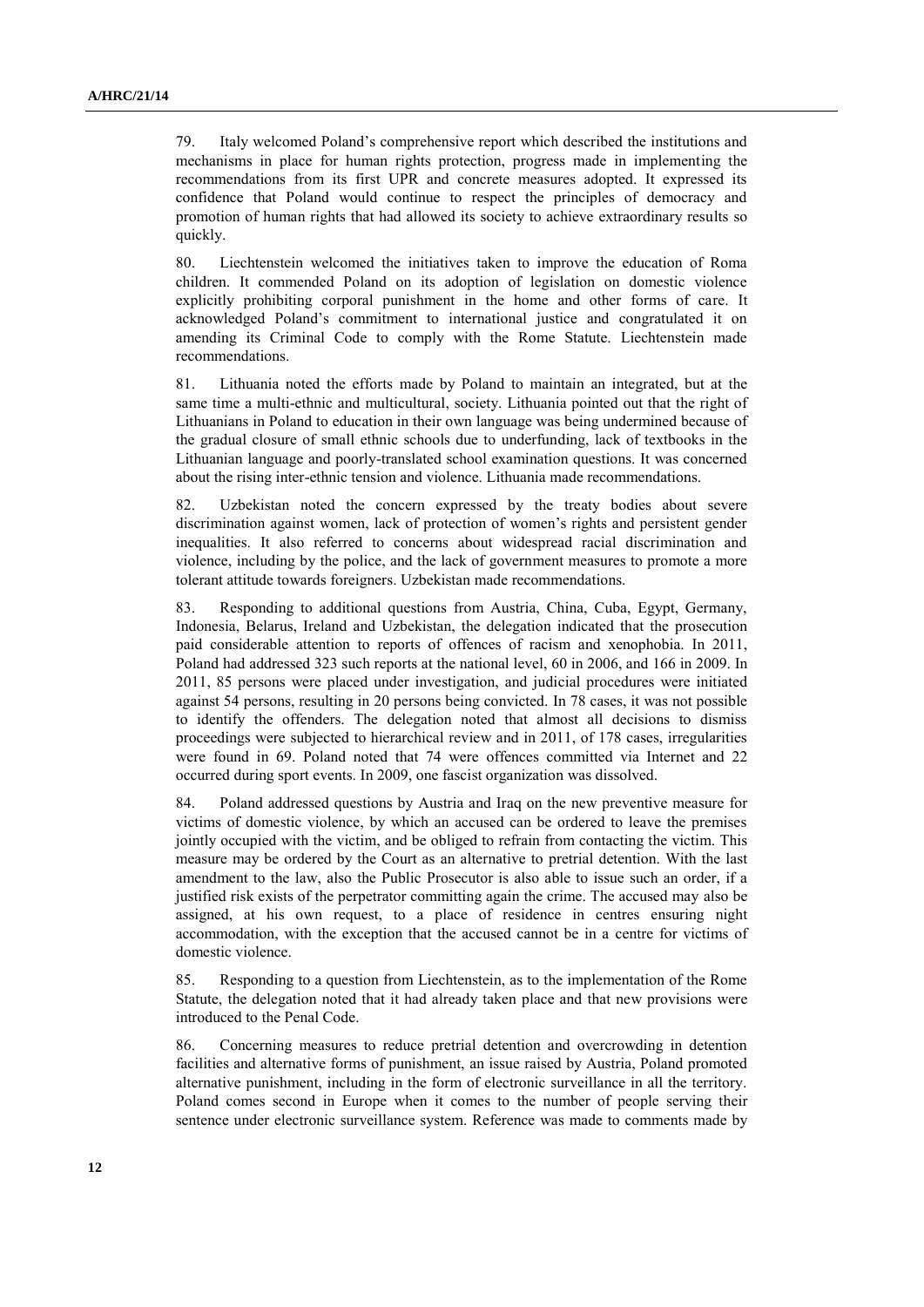79. Italy welcomed Poland's comprehensive report which described the institutions and mechanisms in place for human rights protection, progress made in implementing the recommendations from its first UPR and concrete measures adopted. It expressed its confidence that Poland would continue to respect the principles of democracy and promotion of human rights that had allowed its society to achieve extraordinary results so quickly.

80. Liechtenstein welcomed the initiatives taken to improve the education of Roma children. It commended Poland on its adoption of legislation on domestic violence explicitly prohibiting corporal punishment in the home and other forms of care. It acknowledged Poland's commitment to international justice and congratulated it on amending its Criminal Code to comply with the Rome Statute. Liechtenstein made recommendations.

81. Lithuania noted the efforts made by Poland to maintain an integrated, but at the same time a multi-ethnic and multicultural, society. Lithuania pointed out that the right of Lithuanians in Poland to education in their own language was being undermined because of the gradual closure of small ethnic schools due to underfunding, lack of textbooks in the Lithuanian language and poorly-translated school examination questions. It was concerned about the rising inter-ethnic tension and violence. Lithuania made recommendations.

82. Uzbekistan noted the concern expressed by the treaty bodies about severe discrimination against women, lack of protection of women's rights and persistent gender inequalities. It also referred to concerns about widespread racial discrimination and violence, including by the police, and the lack of government measures to promote a more tolerant attitude towards foreigners. Uzbekistan made recommendations.

83. Responding to additional questions from Austria, China, Cuba, Egypt, Germany, Indonesia, Belarus, Ireland and Uzbekistan, the delegation indicated that the prosecution paid considerable attention to reports of offences of racism and xenophobia. In 2011, Poland had addressed 323 such reports at the national level, 60 in 2006, and 166 in 2009. In 2011, 85 persons were placed under investigation, and judicial procedures were initiated against 54 persons, resulting in 20 persons being convicted. In 78 cases, it was not possible to identify the offenders. The delegation noted that almost all decisions to dismiss proceedings were subjected to hierarchical review and in 2011, of 178 cases, irregularities were found in 69. Poland noted that 74 were offences committed via Internet and 22 occurred during sport events. In 2009, one fascist organization was dissolved.

84. Poland addressed questions by Austria and Iraq on the new preventive measure for victims of domestic violence, by which an accused can be ordered to leave the premises jointly occupied with the victim, and be obliged to refrain from contacting the victim. This measure may be ordered by the Court as an alternative to pretrial detention. With the last amendment to the law, also the Public Prosecutor is also able to issue such an order, if a justified risk exists of the perpetrator committing again the crime. The accused may also be assigned, at his own request, to a place of residence in centres ensuring night accommodation, with the exception that the accused cannot be in a centre for victims of domestic violence.

85. Responding to a question from Liechtenstein, as to the implementation of the Rome Statute, the delegation noted that it had already taken place and that new provisions were introduced to the Penal Code.

86. Concerning measures to reduce pretrial detention and overcrowding in detention facilities and alternative forms of punishment, an issue raised by Austria, Poland promoted alternative punishment, including in the form of electronic surveillance in all the territory. Poland comes second in Europe when it comes to the number of people serving their sentence under electronic surveillance system. Reference was made to comments made by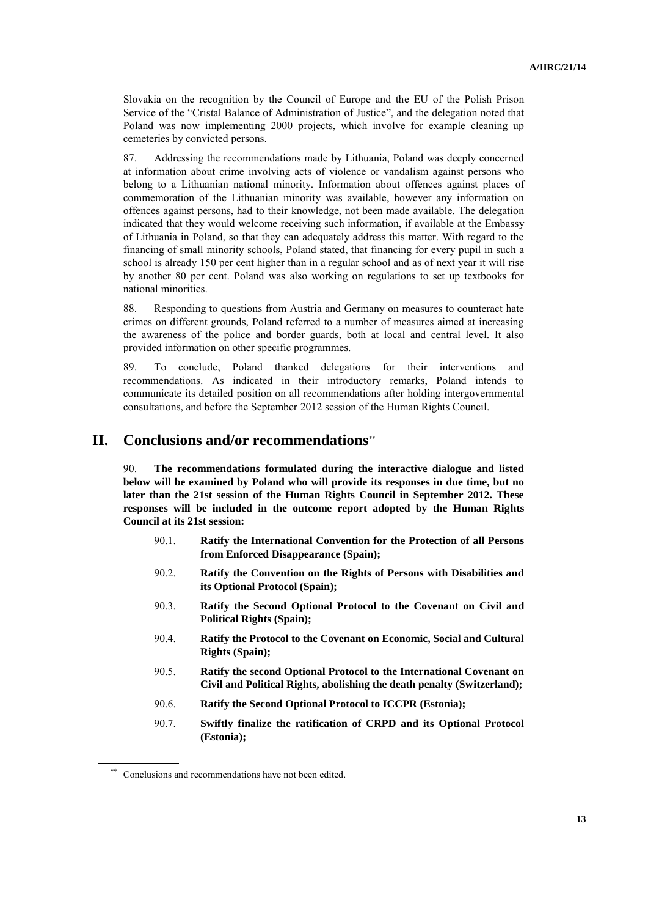Slovakia on the recognition by the Council of Europe and the EU of the Polish Prison Service of the "Cristal Balance of Administration of Justice", and the delegation noted that Poland was now implementing 2000 projects, which involve for example cleaning up cemeteries by convicted persons.

87. Addressing the recommendations made by Lithuania, Poland was deeply concerned at information about crime involving acts of violence or vandalism against persons who belong to a Lithuanian national minority. Information about offences against places of commemoration of the Lithuanian minority was available, however any information on offences against persons, had to their knowledge, not been made available. The delegation indicated that they would welcome receiving such information, if available at the Embassy of Lithuania in Poland, so that they can adequately address this matter. With regard to the financing of small minority schools, Poland stated, that financing for every pupil in such a school is already 150 per cent higher than in a regular school and as of next year it will rise by another 80 per cent. Poland was also working on regulations to set up textbooks for national minorities.

88. Responding to questions from Austria and Germany on measures to counteract hate crimes on different grounds, Poland referred to a number of measures aimed at increasing the awareness of the police and border guards, both at local and central level. It also provided information on other specific programmes.

89. To conclude, Poland thanked delegations for their interventions and recommendations. As indicated in their introductory remarks, Poland intends to communicate its detailed position on all recommendations after holding intergovernmental consultations, and before the September 2012 session of the Human Rights Council.

# II. Conclusions and/or recommendations[**]

90. **The recommendations formulated during the interactive dialogue and listed below will be examined by Poland who will provide its responses in due time, but no later than the 21st session of the Human Rights Council in September 2012. These responses will be included in the outcome report adopted by the Human Rights Council at its 21st session:**

- 90.1. **Ratify the International Convention for the Protection of all Persons from Enforced Disappearance (Spain);**
- 90.2. **Ratify the Convention on the Rights of Persons with Disabilities and its Optional Protocol (Spain);**
- 90.3. **Ratify the Second Optional Protocol to the Covenant on Civil and Political Rights (Spain);**
- 90.4. **Ratify the Protocol to the Covenant on Economic, Social and Cultural Rights (Spain);**
- 90.5. **Ratify the second Optional Protocol to the International Covenant on Civil and Political Rights, abolishing the death penalty (Switzerland);**
- 90.6. **Ratify the Second Optional Protocol to ICCPR (Estonia);**
- 90.7. **Swiftly finalize the ratification of CRPD and its Optional Protocol (Estonia);**

[**] Conclusions and recommendations have not been edited.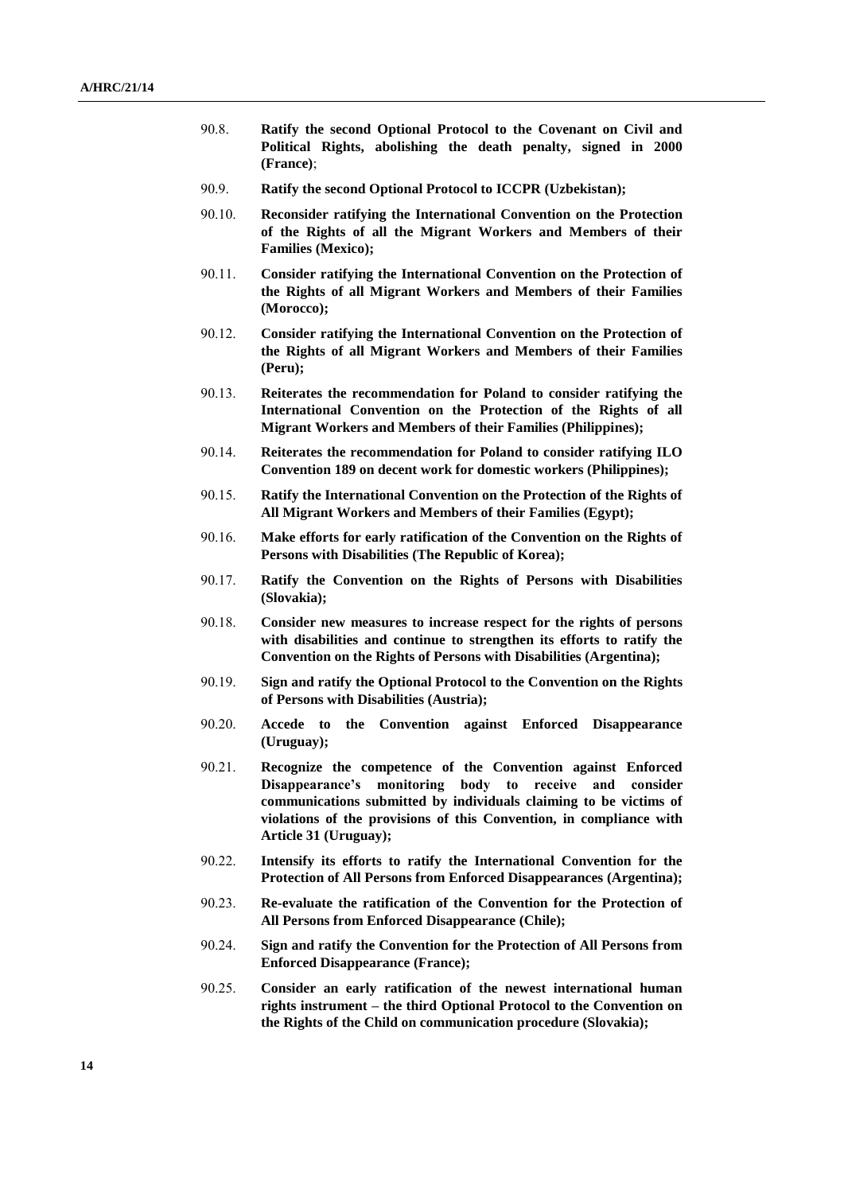90.8. **Ratify the second Optional Protocol to the Covenant on Civil and Political Rights, abolishing the death penalty, signed in 2000 (France)**;

90.9. **Ratify the second Optional Protocol to ICCPR (Uzbekistan);**

90.10. **Reconsider ratifying the International Convention on the Protection of the Rights of all the Migrant Workers and Members of their Families (Mexico);**

90.11. **Consider ratifying the International Convention on the Protection of the Rights of all Migrant Workers and Members of their Families (Morocco);**

90.12. **Consider ratifying the International Convention on the Protection of the Rights of all Migrant Workers and Members of their Families (Peru);**

90.13. **Reiterates the recommendation for Poland to consider ratifying the International Convention on the Protection of the Rights of all Migrant Workers and Members of their Families (Philippines);**

90.14. **Reiterates the recommendation for Poland to consider ratifying ILO Convention 189 on decent work for domestic workers (Philippines);**

90.15. **Ratify the International Convention on the Protection of the Rights of All Migrant Workers and Members of their Families (Egypt);**

90.16. **Make efforts for early ratification of the Convention on the Rights of Persons with Disabilities (The Republic of Korea);**

90.17. **Ratify the Convention on the Rights of Persons with Disabilities (Slovakia);**

90.18. **Consider new measures to increase respect for the rights of persons with disabilities and continue to strengthen its efforts to ratify the Convention on the Rights of Persons with Disabilities (Argentina);**

90.19. **Sign and ratify the Optional Protocol to the Convention on the Rights of Persons with Disabilities (Austria);**

90.20. **Accede to the Convention against Enforced Disappearance (Uruguay);**

90.21. **Recognize the competence of the Convention against Enforced Disappearance's monitoring body to receive and consider communications submitted by individuals claiming to be victims of violations of the provisions of this Convention, in compliance with Article 31 (Uruguay);**

90.22. **Intensify its efforts to ratify the International Convention for the Protection of All Persons from Enforced Disappearances (Argentina);**

90.23. **Re-evaluate the ratification of the Convention for the Protection of All Persons from Enforced Disappearance (Chile);**

90.24. **Sign and ratify the Convention for the Protection of All Persons from Enforced Disappearance (France);**

90.25. **Consider an early ratification of the newest international human rights instrument – the third Optional Protocol to the Convention on the Rights of the Child on communication procedure (Slovakia);**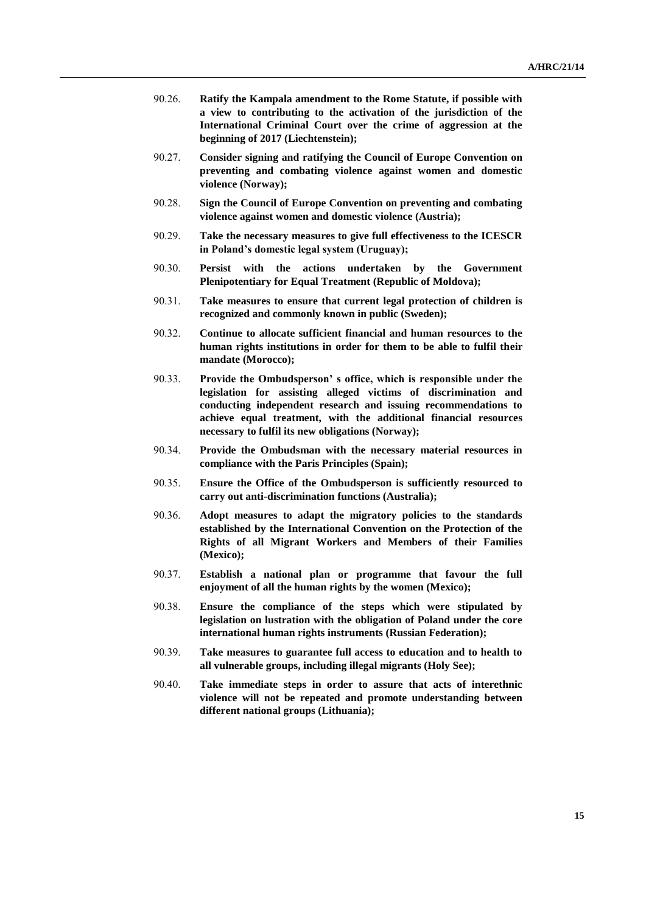90.26. **Ratify the Kampala amendment to the Rome Statute, if possible with a view to contributing to the activation of the jurisdiction of the International Criminal Court over the crime of aggression at the beginning of 2017 (Liechtenstein);**

90.27. **Consider signing and ratifying the Council of Europe Convention on preventing and combating violence against women and domestic violence (Norway);**

90.28. **Sign the Council of Europe Convention on preventing and combating violence against women and domestic violence (Austria);**

90.29. **Take the necessary measures to give full effectiveness to the ICESCR in Poland's domestic legal system (Uruguay);**

90.30. **Persist with the actions undertaken by the Government Plenipotentiary for Equal Treatment (Republic of Moldova);**

90.31. **Take measures to ensure that current legal protection of children is recognized and commonly known in public (Sweden);**

90.32. **Continue to allocate sufficient financial and human resources to the human rights institutions in order for them to be able to fulfil their mandate (Morocco);**

90.33. **Provide the Ombudsperson' s office, which is responsible under the legislation for assisting alleged victims of discrimination and conducting independent research and issuing recommendations to achieve equal treatment, with the additional financial resources necessary to fulfil its new obligations (Norway);**

90.34. **Provide the Ombudsman with the necessary material resources in compliance with the Paris Principles (Spain);**

90.35. **Ensure the Office of the Ombudsperson is sufficiently resourced to carry out anti-discrimination functions (Australia);**

90.36. **Adopt measures to adapt the migratory policies to the standards established by the International Convention on the Protection of the Rights of all Migrant Workers and Members of their Families (Mexico);**

90.37. **Establish a national plan or programme that favour the full enjoyment of all the human rights by the women (Mexico);**

90.38. **Ensure the compliance of the steps which were stipulated by legislation on lustration with the obligation of Poland under the core international human rights instruments (Russian Federation);**

90.39. **Take measures to guarantee full access to education and to health to all vulnerable groups, including illegal migrants (Holy See);**

90.40. **Take immediate steps in order to assure that acts of interethnic violence will not be repeated and promote understanding between different national groups (Lithuania);**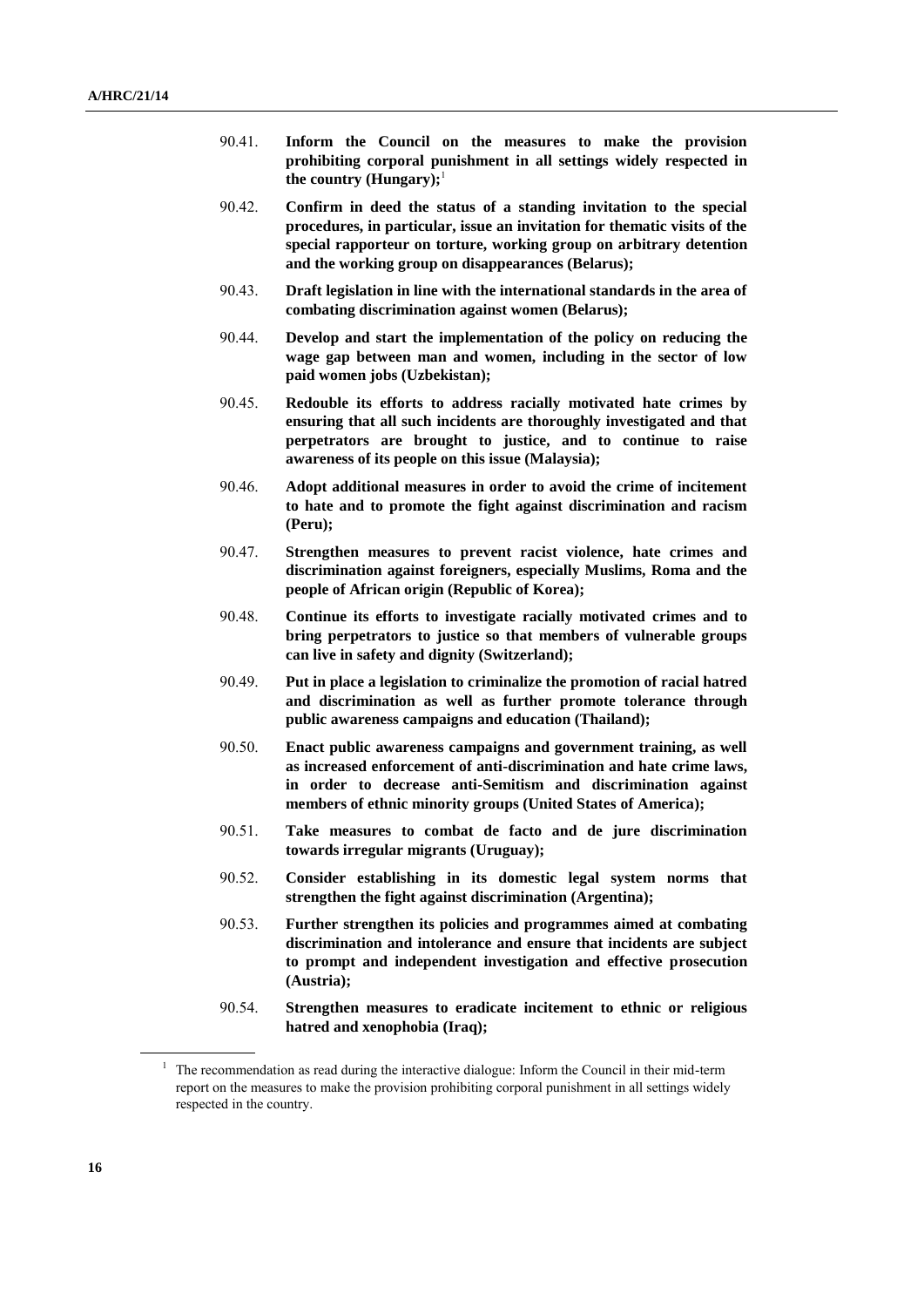90.41. **Inform the Council on the measures to make the provision prohibiting corporal punishment in all settings widely respected in the country (Hungary);**[1]

90.42. **Confirm in deed the status of a standing invitation to the special procedures, in particular, issue an invitation for thematic visits of the special rapporteur on torture, working group on arbitrary detention and the working group on disappearances (Belarus);**

90.43. **Draft legislation in line with the international standards in the area of combating discrimination against women (Belarus);**

90.44. **Develop and start the implementation of the policy on reducing the wage gap between man and women, including in the sector of low paid women jobs (Uzbekistan);**

90.45. **Redouble its efforts to address racially motivated hate crimes by ensuring that all such incidents are thoroughly investigated and that perpetrators are brought to justice, and to continue to raise awareness of its people on this issue (Malaysia);**

90.46. **Adopt additional measures in order to avoid the crime of incitement to hate and to promote the fight against discrimination and racism (Peru);**

90.47. **Strengthen measures to prevent racist violence, hate crimes and discrimination against foreigners, especially Muslims, Roma and the people of African origin (Republic of Korea);**

90.48. **Continue its efforts to investigate racially motivated crimes and to bring perpetrators to justice so that members of vulnerable groups can live in safety and dignity (Switzerland);**

90.49. **Put in place a legislation to criminalize the promotion of racial hatred and discrimination as well as further promote tolerance through public awareness campaigns and education (Thailand);**

90.50. **Enact public awareness campaigns and government training, as well as increased enforcement of anti-discrimination and hate crime laws, in order to decrease anti-Semitism and discrimination against members of ethnic minority groups (United States of America);**

90.51. **Take measures to combat de facto and de jure discrimination towards irregular migrants (Uruguay);**

90.52. **Consider establishing in its domestic legal system norms that strengthen the fight against discrimination (Argentina);**

90.53. **Further strengthen its policies and programmes aimed at combating discrimination and intolerance and ensure that incidents are subject to prompt and independent investigation and effective prosecution (Austria);**

90.54. **Strengthen measures to eradicate incitement to ethnic or religious hatred and xenophobia (Iraq);**

[1] The recommendation as read during the interactive dialogue: Inform the Council in their mid-term report on the measures to make the provision prohibiting corporal punishment in all settings widely respected in the country.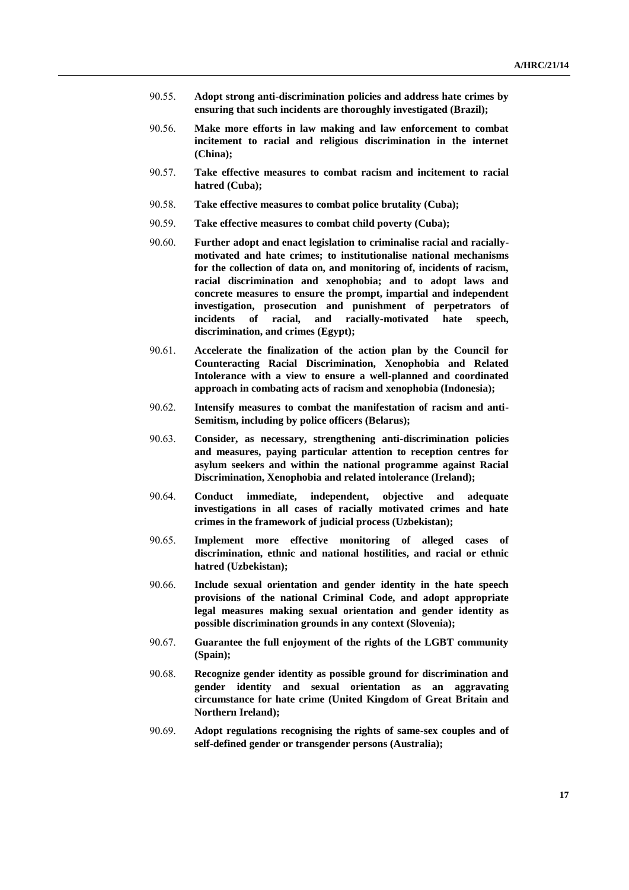90.55. **Adopt strong anti-discrimination policies and address hate crimes by ensuring that such incidents are thoroughly investigated (Brazil);**

90.56. **Make more efforts in law making and law enforcement to combat incitement to racial and religious discrimination in the internet (China);**

90.57. **Take effective measures to combat racism and incitement to racial hatred (Cuba);**

90.58. **Take effective measures to combat police brutality (Cuba);**

90.59. **Take effective measures to combat child poverty (Cuba);**

90.60. **Further adopt and enact legislation to criminalise racial and racially-motivated and hate crimes; to institutionalise national mechanisms for the collection of data on, and monitoring of, incidents of racism, racial discrimination and xenophobia; and to adopt laws and concrete measures to ensure the prompt, impartial and independent investigation, prosecution and punishment of perpetrators of incidents of racial, and racially-motivated hate speech, discrimination, and crimes (Egypt);**

90.61. **Accelerate the finalization of the action plan by the Council for Counteracting Racial Discrimination, Xenophobia and Related Intolerance with a view to ensure a well-planned and coordinated approach in combating acts of racism and xenophobia (Indonesia);**

90.62. **Intensify measures to combat the manifestation of racism and anti-Semitism, including by police officers (Belarus);**

90.63. **Consider, as necessary, strengthening anti-discrimination policies and measures, paying particular attention to reception centres for asylum seekers and within the national programme against Racial Discrimination, Xenophobia and related intolerance (Ireland);**

90.64. **Conduct immediate, independent, objective and adequate investigations in all cases of racially motivated crimes and hate crimes in the framework of judicial process (Uzbekistan);**

90.65. **Implement more effective monitoring of alleged cases of discrimination, ethnic and national hostilities, and racial or ethnic hatred (Uzbekistan);**

90.66. **Include sexual orientation and gender identity in the hate speech provisions of the national Criminal Code, and adopt appropriate legal measures making sexual orientation and gender identity as possible discrimination grounds in any context (Slovenia);**

90.67. **Guarantee the full enjoyment of the rights of the LGBT community (Spain);**

90.68. **Recognize gender identity as possible ground for discrimination and gender identity and sexual orientation as an aggravating circumstance for hate crime (United Kingdom of Great Britain and Northern Ireland);**

90.69. **Adopt regulations recognising the rights of same-sex couples and of self-defined gender or transgender persons (Australia);**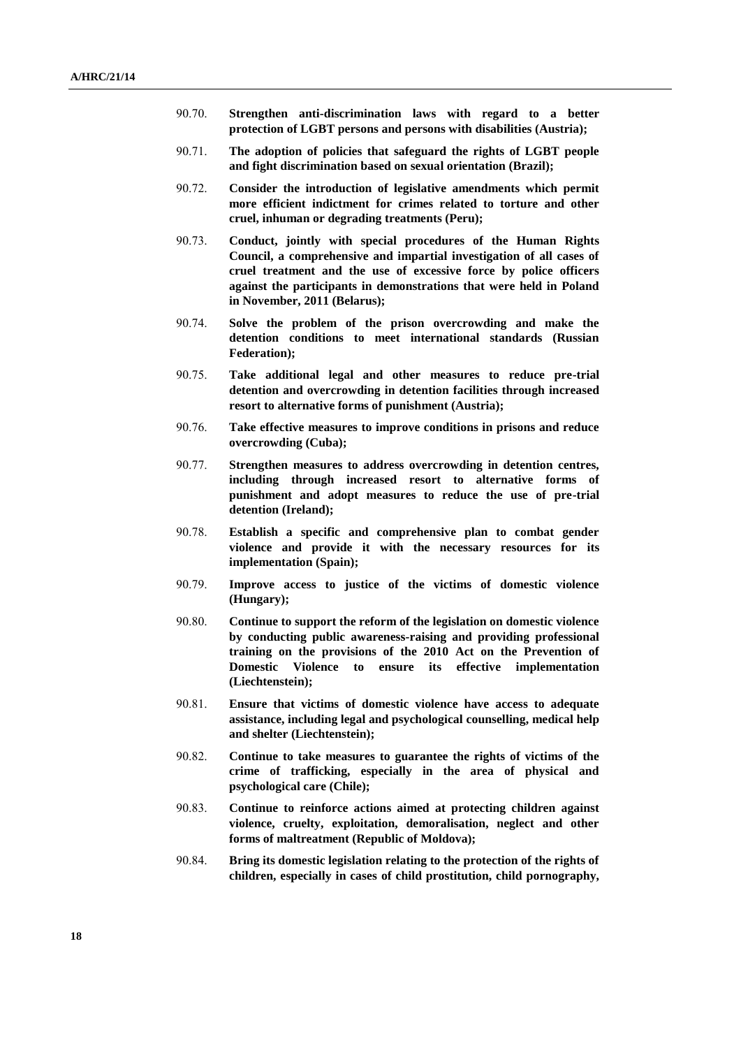90.70. **Strengthen anti-discrimination laws with regard to a better protection of LGBT persons and persons with disabilities (Austria);**

90.71. **The adoption of policies that safeguard the rights of LGBT people and fight discrimination based on sexual orientation (Brazil);**

90.72. **Consider the introduction of legislative amendments which permit more efficient indictment for crimes related to torture and other cruel, inhuman or degrading treatments (Peru);**

90.73. **Conduct, jointly with special procedures of the Human Rights Council, a comprehensive and impartial investigation of all cases of cruel treatment and the use of excessive force by police officers against the participants in demonstrations that were held in Poland in November, 2011 (Belarus);**

90.74. **Solve the problem of the prison overcrowding and make the detention conditions to meet international standards (Russian Federation);**

90.75. **Take additional legal and other measures to reduce pre-trial detention and overcrowding in detention facilities through increased resort to alternative forms of punishment (Austria);**

90.76. **Take effective measures to improve conditions in prisons and reduce overcrowding (Cuba);**

90.77. **Strengthen measures to address overcrowding in detention centres, including through increased resort to alternative forms of punishment and adopt measures to reduce the use of pre-trial detention (Ireland);**

90.78. **Establish a specific and comprehensive plan to combat gender violence and provide it with the necessary resources for its implementation (Spain);**

90.79. **Improve access to justice of the victims of domestic violence (Hungary);**

90.80. **Continue to support the reform of the legislation on domestic violence by conducting public awareness-raising and providing professional training on the provisions of the 2010 Act on the Prevention of Domestic Violence to ensure its effective implementation (Liechtenstein);**

90.81. **Ensure that victims of domestic violence have access to adequate assistance, including legal and psychological counselling, medical help and shelter (Liechtenstein);**

90.82. **Continue to take measures to guarantee the rights of victims of the crime of trafficking, especially in the area of physical and psychological care (Chile);**

90.83. **Continue to reinforce actions aimed at protecting children against violence, cruelty, exploitation, demoralisation, neglect and other forms of maltreatment (Republic of Moldova);**

90.84. **Bring its domestic legislation relating to the protection of the rights of children, especially in cases of child prostitution, child pornography,**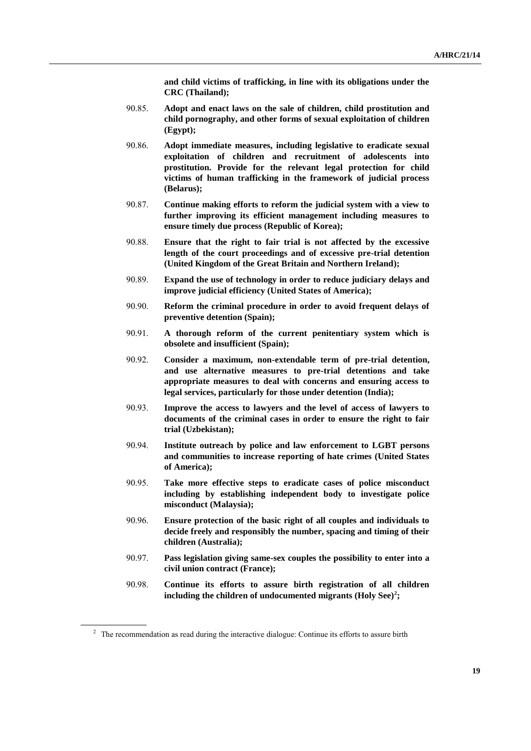**and child victims of trafficking, in line with its obligations under the CRC (Thailand);**

90.85. **Adopt and enact laws on the sale of children, child prostitution and child pornography, and other forms of sexual exploitation of children (Egypt);**

90.86. **Adopt immediate measures, including legislative to eradicate sexual exploitation of children and recruitment of adolescents into prostitution. Provide for the relevant legal protection for child victims of human trafficking in the framework of judicial process (Belarus);**

90.87. **Continue making efforts to reform the judicial system with a view to further improving its efficient management including measures to ensure timely due process (Republic of Korea);**

90.88. **Ensure that the right to fair trial is not affected by the excessive length of the court proceedings and of excessive pre-trial detention (United Kingdom of the Great Britain and Northern Ireland);**

90.89. **Expand the use of technology in order to reduce judiciary delays and improve judicial efficiency (United States of America);**

90.90. **Reform the criminal procedure in order to avoid frequent delays of preventive detention (Spain);**

90.91. **A thorough reform of the current penitentiary system which is obsolete and insufficient (Spain);**

90.92. **Consider a maximum, non-extendable term of pre-trial detention, and use alternative measures to pre-trial detentions and take appropriate measures to deal with concerns and ensuring access to legal services, particularly for those under detention (India);**

90.93. **Improve the access to lawyers and the level of access of lawyers to documents of the criminal cases in order to ensure the right to fair trial (Uzbekistan);**

90.94. **Institute outreach by police and law enforcement to LGBT persons and communities to increase reporting of hate crimes (United States of America);**

90.95. **Take more effective steps to eradicate cases of police misconduct including by establishing independent body to investigate police misconduct (Malaysia);**

90.96. **Ensure protection of the basic right of all couples and individuals to decide freely and responsibly the number, spacing and timing of their children (Australia);**

90.97. **Pass legislation giving same-sex couples the possibility to enter into a civil union contract (France);**

90.98. **Continue its efforts to assure birth registration of all children including the children of undocumented migrants (Holy See)[2];**

[2] The recommendation as read during the interactive dialogue: Continue its efforts to assure birth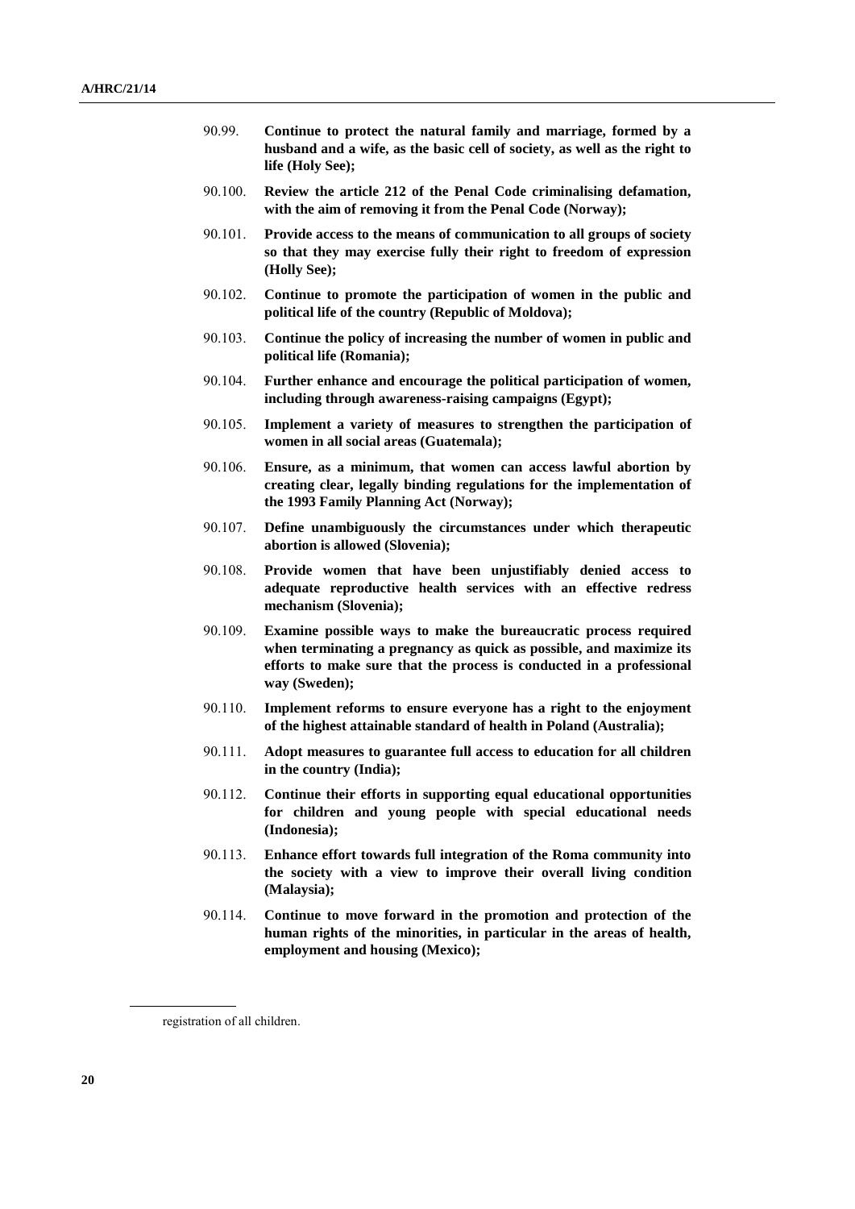90.99. **Continue to protect the natural family and marriage, formed by a husband and a wife, as the basic cell of society, as well as the right to life (Holy See);**

90.100. **Review the article 212 of the Penal Code criminalising defamation, with the aim of removing it from the Penal Code (Norway);**

90.101. **Provide access to the means of communication to all groups of society so that they may exercise fully their right to freedom of expression (Holly See);**

90.102. **Continue to promote the participation of women in the public and political life of the country (Republic of Moldova);**

90.103. **Continue the policy of increasing the number of women in public and political life (Romania);**

90.104. **Further enhance and encourage the political participation of women, including through awareness-raising campaigns (Egypt);**

90.105. **Implement a variety of measures to strengthen the participation of women in all social areas (Guatemala);**

90.106. **Ensure, as a minimum, that women can access lawful abortion by creating clear, legally binding regulations for the implementation of the 1993 Family Planning Act (Norway);**

90.107. **Define unambiguously the circumstances under which therapeutic abortion is allowed (Slovenia);**

90.108. **Provide women that have been unjustifiably denied access to adequate reproductive health services with an effective redress mechanism (Slovenia);**

90.109. **Examine possible ways to make the bureaucratic process required when terminating a pregnancy as quick as possible, and maximize its efforts to make sure that the process is conducted in a professional way (Sweden);**

90.110. **Implement reforms to ensure everyone has a right to the enjoyment of the highest attainable standard of health in Poland (Australia);**

90.111. **Adopt measures to guarantee full access to education for all children in the country (India);**

90.112. **Continue their efforts in supporting equal educational opportunities for children and young people with special educational needs (Indonesia);**

90.113. **Enhance effort towards full integration of the Roma community into the society with a view to improve their overall living condition (Malaysia);**

90.114. **Continue to move forward in the promotion and protection of the human rights of the minorities, in particular in the areas of health, employment and housing (Mexico);**

registration of all children.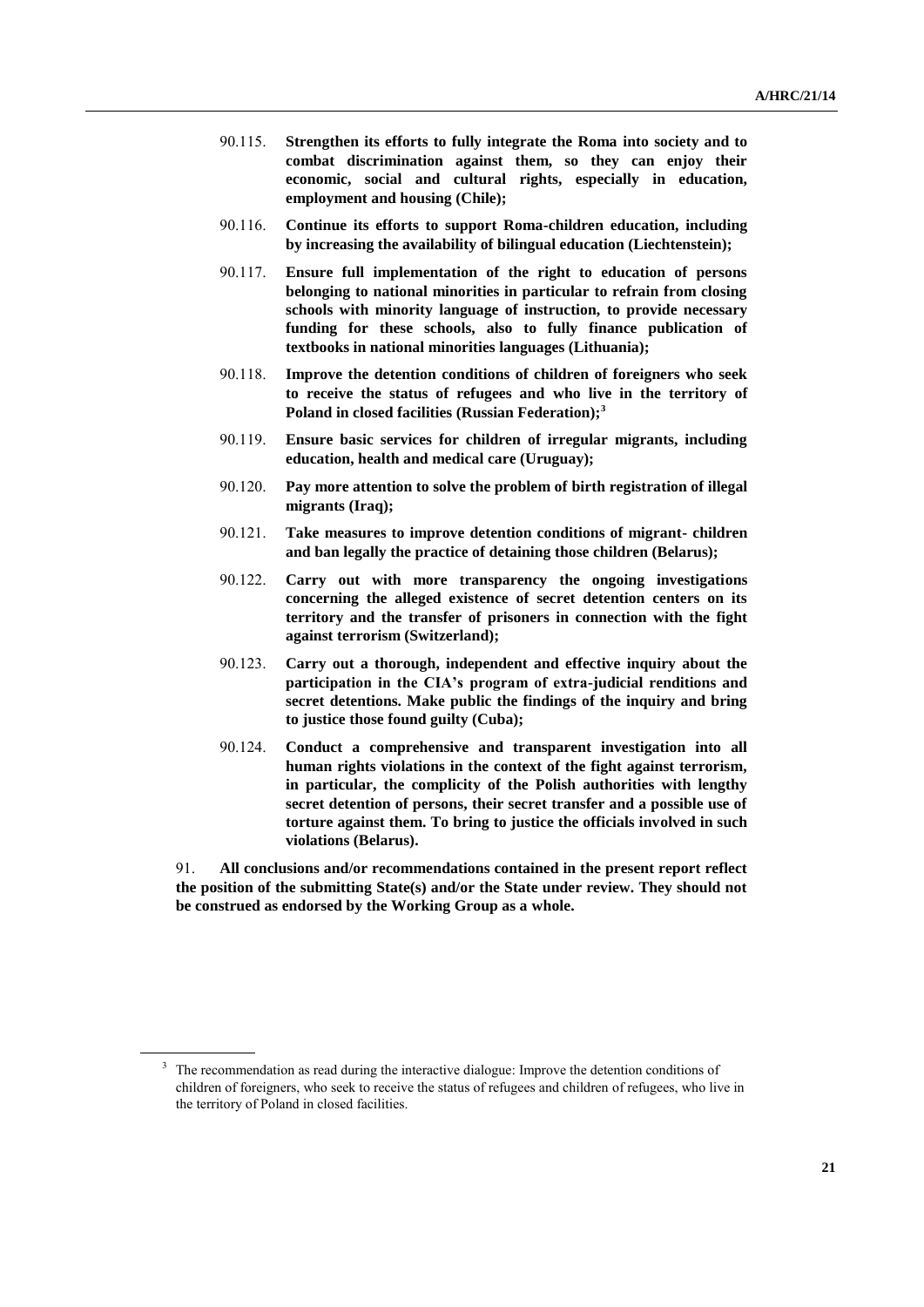90.115. **Strengthen its efforts to fully integrate the Roma into society and to combat discrimination against them, so they can enjoy their economic, social and cultural rights, especially in education, employment and housing (Chile);**

90.116. **Continue its efforts to support Roma-children education, including by increasing the availability of bilingual education (Liechtenstein);**

90.117. **Ensure full implementation of the right to education of persons belonging to national minorities in particular to refrain from closing schools with minority language of instruction, to provide necessary funding for these schools, also to fully finance publication of textbooks in national minorities languages (Lithuania);**

90.118. **Improve the detention conditions of children of foreigners who seek to receive the status of refugees and who live in the territory of Poland in closed facilities (Russian Federation);**[3]

90.119. **Ensure basic services for children of irregular migrants, including education, health and medical care (Uruguay);**

90.120. **Pay more attention to solve the problem of birth registration of illegal migrants (Iraq);**

90.121. **Take measures to improve detention conditions of migrant- children and ban legally the practice of detaining those children (Belarus);**

90.122. **Carry out with more transparency the ongoing investigations concerning the alleged existence of secret detention centers on its territory and the transfer of prisoners in connection with the fight against terrorism (Switzerland);**

90.123. **Carry out a thorough, independent and effective inquiry about the participation in the CIA's program of extra-judicial renditions and secret detentions. Make public the findings of the inquiry and bring to justice those found guilty (Cuba);**

90.124. **Conduct a comprehensive and transparent investigation into all human rights violations in the context of the fight against terrorism, in particular, the complicity of the Polish authorities with lengthy secret detention of persons, their secret transfer and a possible use of torture against them. To bring to justice the officials involved in such violations (Belarus).**

91. **All conclusions and/or recommendations contained in the present report reflect the position of the submitting State(s) and/or the State under review. They should not be construed as endorsed by the Working Group as a whole.**

---

[3] The recommendation as read during the interactive dialogue: Improve the detention conditions of children of foreigners, who seek to receive the status of refugees and children of refugees, who live in the territory of Poland in closed facilities.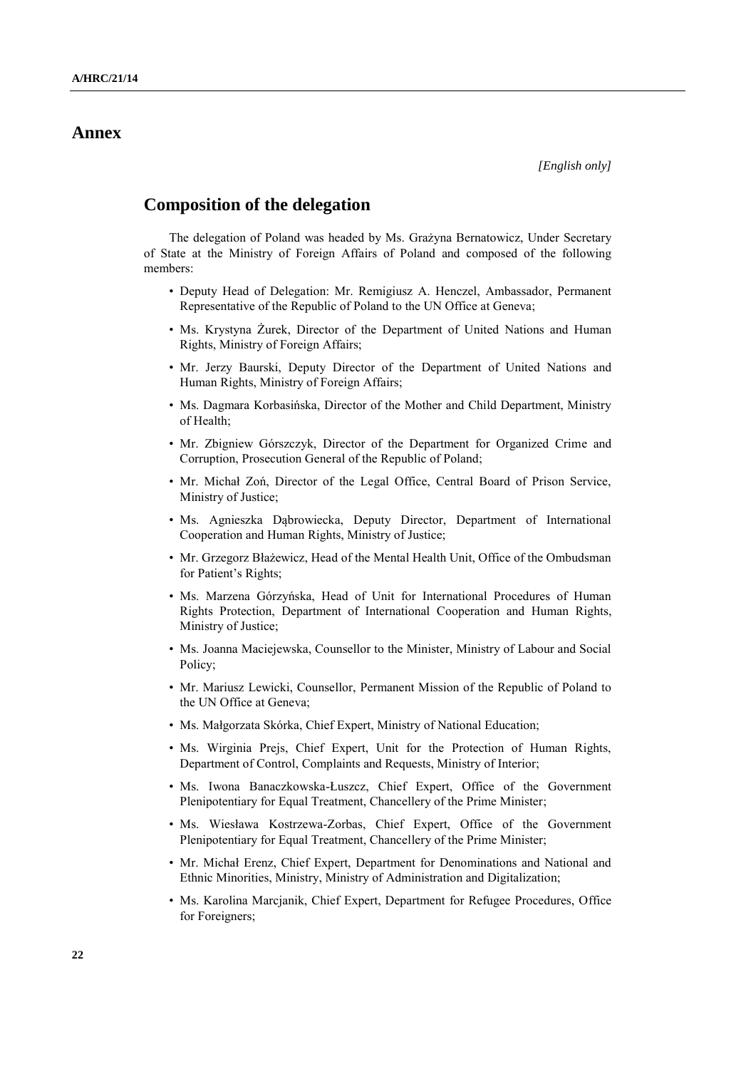# Annex

*[English only]*

## Composition of the delegation

The delegation of Poland was headed by Ms. Grażyna Bernatowicz, Under Secretary of State at the Ministry of Foreign Affairs of Poland and composed of the following members:

- Deputy Head of Delegation: Mr. Remigiusz A. Henczel, Ambassador, Permanent Representative of the Republic of Poland to the UN Office at Geneva;
- Ms. Krystyna Żurek, Director of the Department of United Nations and Human Rights, Ministry of Foreign Affairs;
- Mr. Jerzy Baurski, Deputy Director of the Department of United Nations and Human Rights, Ministry of Foreign Affairs;
- Ms. Dagmara Korbasińska, Director of the Mother and Child Department, Ministry of Health;
- Mr. Zbigniew Górszczyk, Director of the Department for Organized Crime and Corruption, Prosecution General of the Republic of Poland;
- Mr. Michał Zoń, Director of the Legal Office, Central Board of Prison Service, Ministry of Justice;
- Ms. Agnieszka Dąbrowiecka, Deputy Director, Department of International Cooperation and Human Rights, Ministry of Justice;
- Mr. Grzegorz Błażewicz, Head of the Mental Health Unit, Office of the Ombudsman for Patient's Rights;
- Ms. Marzena Górzyńska, Head of Unit for International Procedures of Human Rights Protection, Department of International Cooperation and Human Rights, Ministry of Justice;
- Ms. Joanna Maciejewska, Counsellor to the Minister, Ministry of Labour and Social Policy;
- Mr. Mariusz Lewicki, Counsellor, Permanent Mission of the Republic of Poland to the UN Office at Geneva;
- Ms. Małgorzata Skórka, Chief Expert, Ministry of National Education;
- Ms. Wirginia Prejs, Chief Expert, Unit for the Protection of Human Rights, Department of Control, Complaints and Requests, Ministry of Interior;
- Ms. Iwona Banaczkowska-Łuszcz, Chief Expert, Office of the Government Plenipotentiary for Equal Treatment, Chancellery of the Prime Minister;
- Ms. Wiesława Kostrzewa-Zorbas, Chief Expert, Office of the Government Plenipotentiary for Equal Treatment, Chancellery of the Prime Minister;
- Mr. Michał Erenz, Chief Expert, Department for Denominations and National and Ethnic Minorities, Ministry, Ministry of Administration and Digitalization;
- Ms. Karolina Marcjanik, Chief Expert, Department for Refugee Procedures, Office for Foreigners;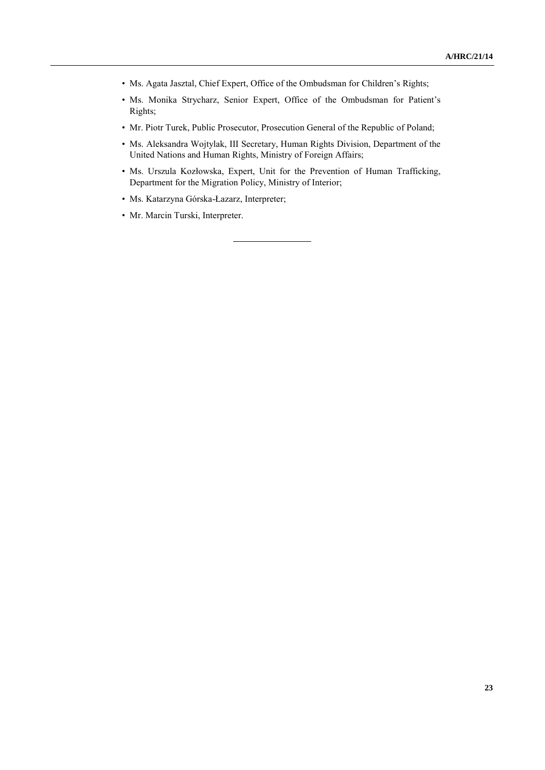- Ms. Agata Jasztal, Chief Expert, Office of the Ombudsman for Children's Rights;
- Ms. Monika Strycharz, Senior Expert, Office of the Ombudsman for Patient's Rights;
- Mr. Piotr Turek, Public Prosecutor, Prosecution General of the Republic of Poland;
- Ms. Aleksandra Wojtylak, III Secretary, Human Rights Division, Department of the United Nations and Human Rights, Ministry of Foreign Affairs;
- Ms. Urszula Kozłowska, Expert, Unit for the Prevention of Human Trafficking, Department for the Migration Policy, Ministry of Interior;
- Ms. Katarzyna Górska-Łazarz, Interpreter;
- Mr. Marcin Turski, Interpreter.